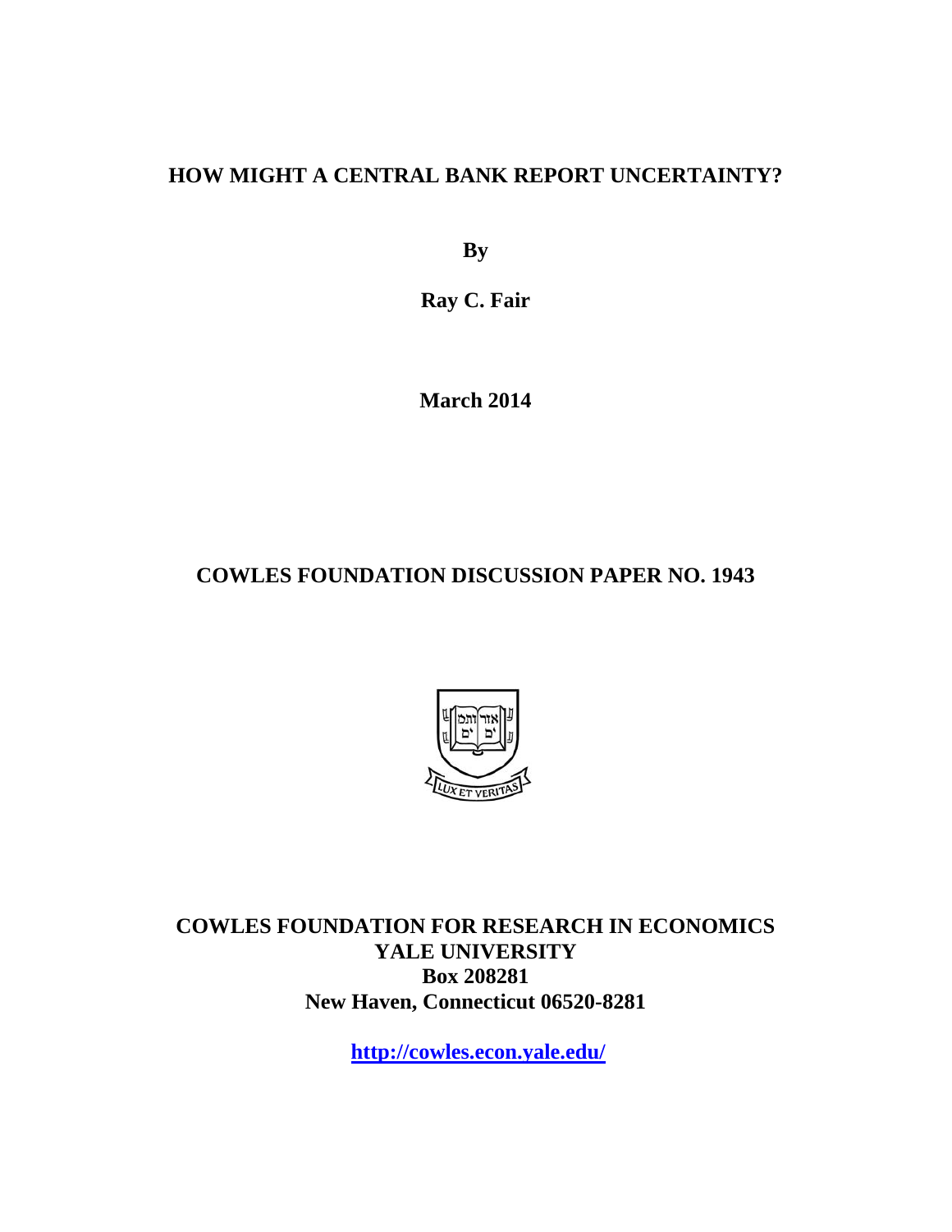# HOW MIGHT A CENTRAL BANK REPORT UNCERTAINTY?

**By**

**Ray C. Fair**

**March 2014**

**COWLES FOUNDATION DISCUSSION PAPER NO. 1943**

**COWLES FOUNDATION FOR RESEARCH IN ECONOMICS**
**YALE UNIVERSITY**
**Box 208281**
**New Haven, Connecticut 06520-8281**

**http://cowles.econ.yale.edu/**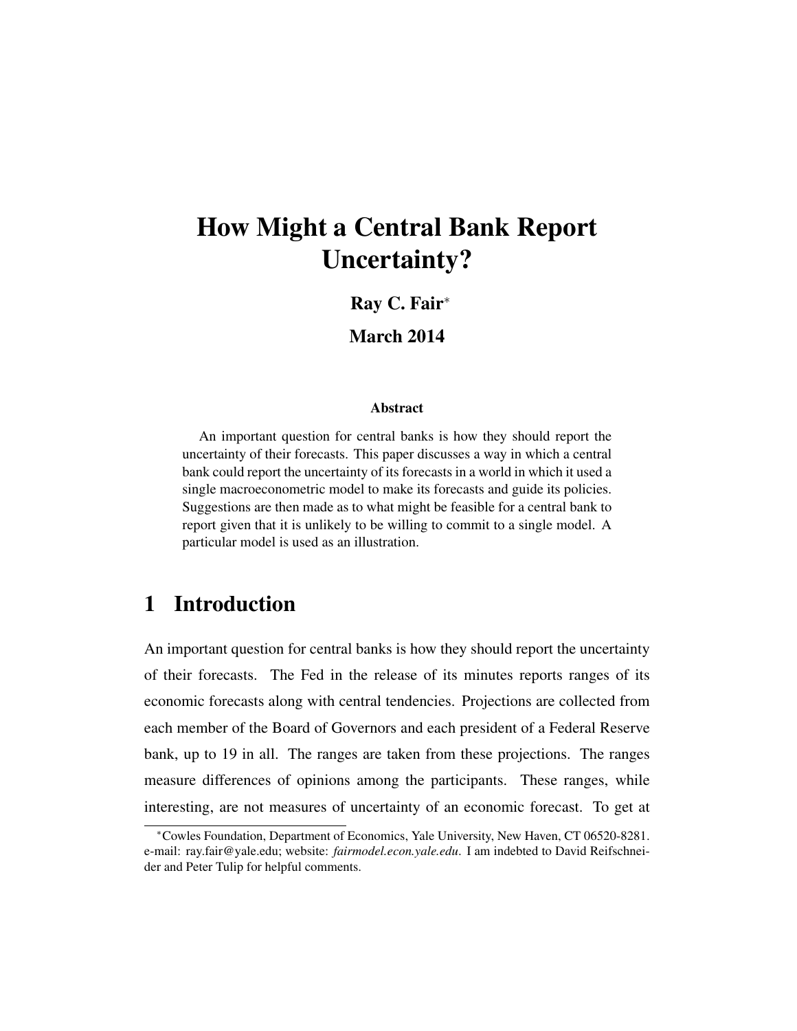# How Might a Central Bank Report Uncertainty?

**Ray C. Fair**[*]

**March 2014**

**Abstract**

An important question for central banks is how they should report the uncertainty of their forecasts. This paper discusses a way in which a central bank could report the uncertainty of its forecasts in a world in which it used a single macroeconometric model to make its forecasts and guide its policies. Suggestions are then made as to what might be feasible for a central bank to report given that it is unlikely to be willing to commit to a single model. A particular model is used as an illustration.

## 1 Introduction

An important question for central banks is how they should report the uncertainty of their forecasts. The Fed in the release of its minutes reports ranges of its economic forecasts along with central tendencies. Projections are collected from each member of the Board of Governors and each president of a Federal Reserve bank, up to 19 in all. The ranges are taken from these projections. The ranges measure differences of opinions among the participants. These ranges, while interesting, are not measures of uncertainty of an economic forecast. To get at

[*]Cowles Foundation, Department of Economics, Yale University, New Haven, CT 06520-8281. e-mail: ray.fair@yale.edu; website: *fairmodel.econ.yale.edu*. I am indebted to David Reifschneider and Peter Tulip for helpful comments.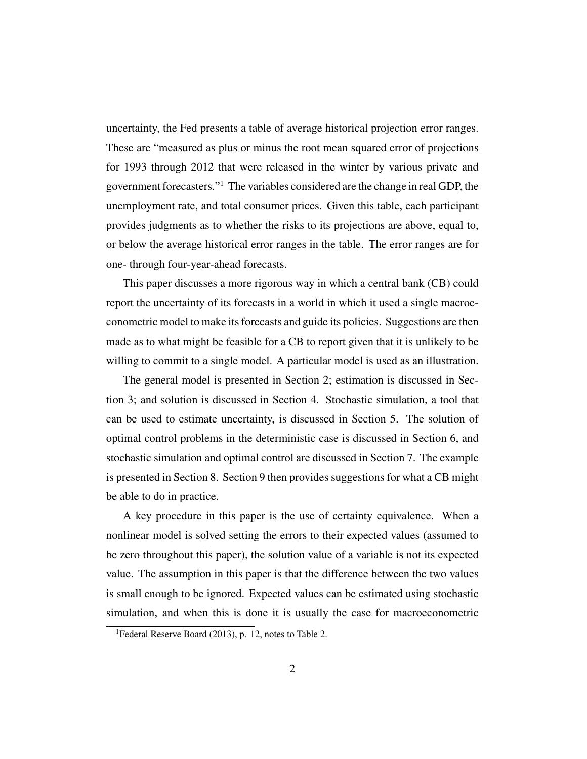uncertainty, the Fed presents a table of average historical projection error ranges. These are "measured as plus or minus the root mean squared error of projections for 1993 through 2012 that were released in the winter by various private and government forecasters."[1] The variables considered are the change in real GDP, the unemployment rate, and total consumer prices. Given this table, each participant provides judgments as to whether the risks to its projections are above, equal to, or below the average historical error ranges in the table. The error ranges are for one- through four-year-ahead forecasts.

This paper discusses a more rigorous way in which a central bank (CB) could report the uncertainty of its forecasts in a world in which it used a single macroeconometric model to make its forecasts and guide its policies. Suggestions are then made as to what might be feasible for a CB to report given that it is unlikely to be willing to commit to a single model. A particular model is used as an illustration.

The general model is presented in Section 2; estimation is discussed in Section 3; and solution is discussed in Section 4. Stochastic simulation, a tool that can be used to estimate uncertainty, is discussed in Section 5. The solution of optimal control problems in the deterministic case is discussed in Section 6, and stochastic simulation and optimal control are discussed in Section 7. The example is presented in Section 8. Section 9 then provides suggestions for what a CB might be able to do in practice.

A key procedure in this paper is the use of certainty equivalence. When a nonlinear model is solved setting the errors to their expected values (assumed to be zero throughout this paper), the solution value of a variable is not its expected value. The assumption in this paper is that the difference between the two values is small enough to be ignored. Expected values can be estimated using stochastic simulation, and when this is done it is usually the case for macroeconometric

[1] Federal Reserve Board (2013), p. 12, notes to Table 2.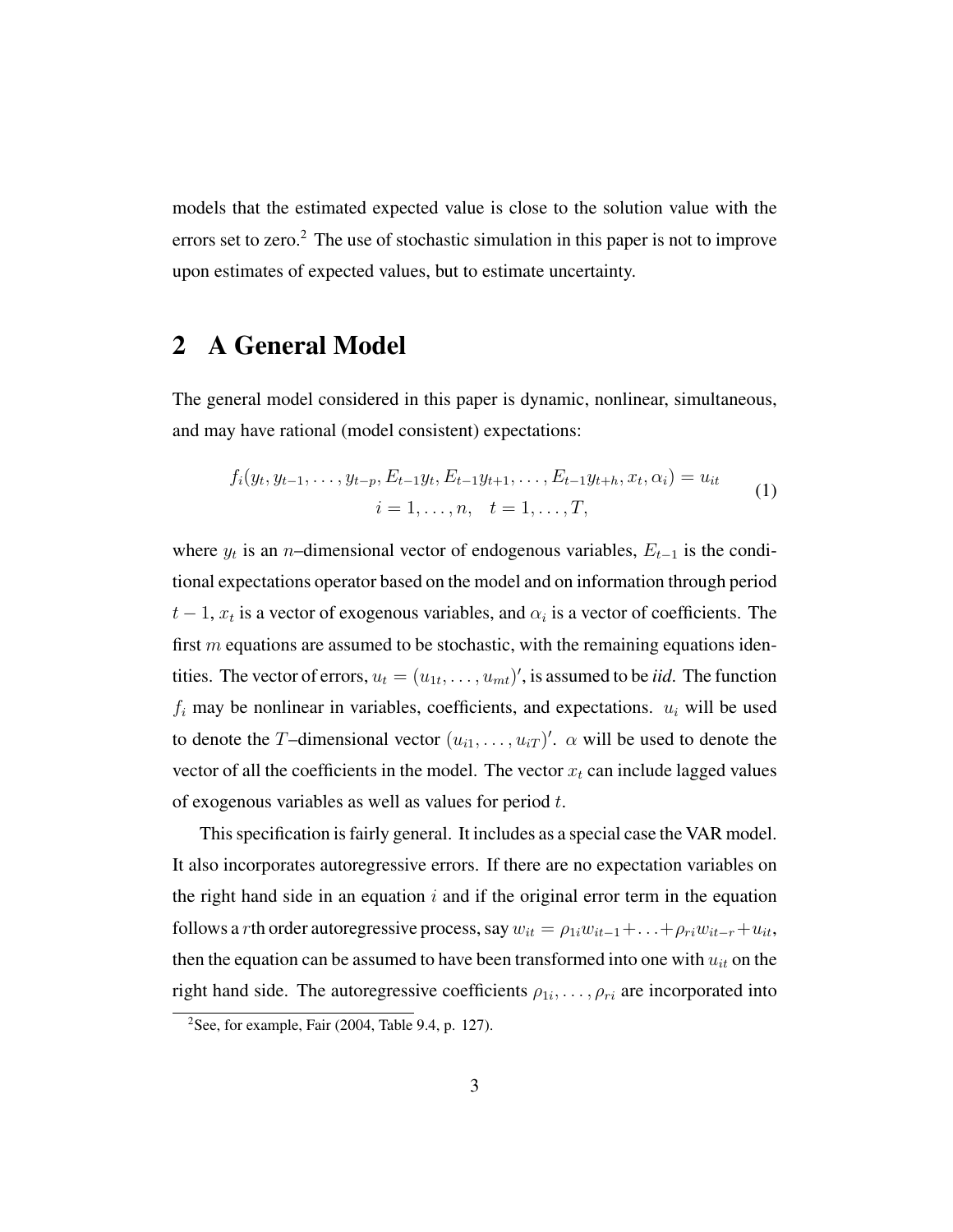models that the estimated expected value is close to the solution value with the errors set to zero.[2] The use of stochastic simulation in this paper is not to improve upon estimates of expected values, but to estimate uncertainty.

## 2 A General Model

The general model considered in this paper is dynamic, nonlinear, simultaneous, and may have rational (model consistent) expectations:

$$
\begin{gathered}
f_i(y_t, y_{t-1}, \ldots, y_{t-p}, E_{t-1}y_t, E_{t-1}y_{t+1}, \ldots, E_{t-1}y_{t+h}, x_t, \alpha_i) = u_{it} \\
i = 1, \ldots, n, \quad t = 1, \ldots, T,
\end{gathered}
\tag{1}
$$

where $y_t$ is an $n$–dimensional vector of endogenous variables, $E_{t-1}$ is the conditional expectations operator based on the model and on information through period $t-1$, $x_t$ is a vector of exogenous variables, and $\alpha_i$ is a vector of coefficients. The first $m$ equations are assumed to be stochastic, with the remaining equations identities. The vector of errors, $u_t = (u_{1t}, \ldots, u_{mt})'$, is assumed to be *iid*. The function $f_i$ may be nonlinear in variables, coefficients, and expectations. $u_i$ will be used to denote the $T$–dimensional vector $(u_{i1}, \ldots, u_{iT})'$. $\alpha$ will be used to denote the vector of all the coefficients in the model. The vector $x_t$ can include lagged values of exogenous variables as well as values for period $t$.

This specification is fairly general. It includes as a special case the VAR model. It also incorporates autoregressive errors. If there are no expectation variables on the right hand side in an equation $i$ and if the original error term in the equation follows a $r$th order autoregressive process, say $w_{it} = \rho_{1i}w_{it-1} + \ldots + \rho_{ri}w_{it-r} + u_{it}$, then the equation can be assumed to have been transformed into one with $u_{it}$ on the right hand side. The autoregressive coefficients $\rho_{1i}, \ldots, \rho_{ri}$ are incorporated into

[2] See, for example, Fair (2004, Table 9.4, p. 127).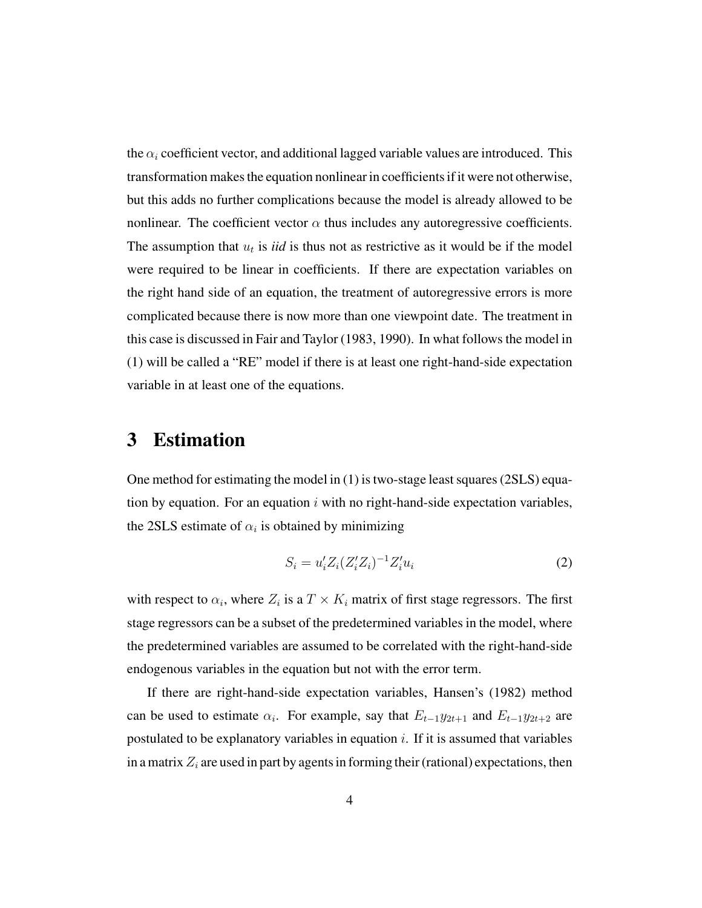the $\alpha_i$ coefficient vector, and additional lagged variable values are introduced. This transformation makes the equation nonlinear in coefficients if it were not otherwise, but this adds no further complications because the model is already allowed to be nonlinear. The coefficient vector $\alpha$ thus includes any autoregressive coefficients. The assumption that $u_t$ is *iid* is thus not as restrictive as it would be if the model were required to be linear in coefficients. If there are expectation variables on the right hand side of an equation, the treatment of autoregressive errors is more complicated because there is now more than one viewpoint date. The treatment in this case is discussed in Fair and Taylor (1983, 1990). In what follows the model in (1) will be called a "RE" model if there is at least one right-hand-side expectation variable in at least one of the equations.

# 3 Estimation

One method for estimating the model in (1) is two-stage least squares (2SLS) equation by equation. For an equation $i$ with no right-hand-side expectation variables, the 2SLS estimate of $\alpha_i$ is obtained by minimizing

$$S_i = u_i' Z_i (Z_i' Z_i)^{-1} Z_i' u_i \tag{2}$$

with respect to $\alpha_i$, where $Z_i$ is a $T \times K_i$ matrix of first stage regressors. The first stage regressors can be a subset of the predetermined variables in the model, where the predetermined variables are assumed to be correlated with the right-hand-side endogenous variables in the equation but not with the error term.

If there are right-hand-side expectation variables, Hansen's (1982) method can be used to estimate $\alpha_i$. For example, say that $E_{t-1}y_{2t+1}$ and $E_{t-1}y_{2t+2}$ are postulated to be explanatory variables in equation $i$. If it is assumed that variables in a matrix $Z_i$ are used in part by agents in forming their (rational) expectations, then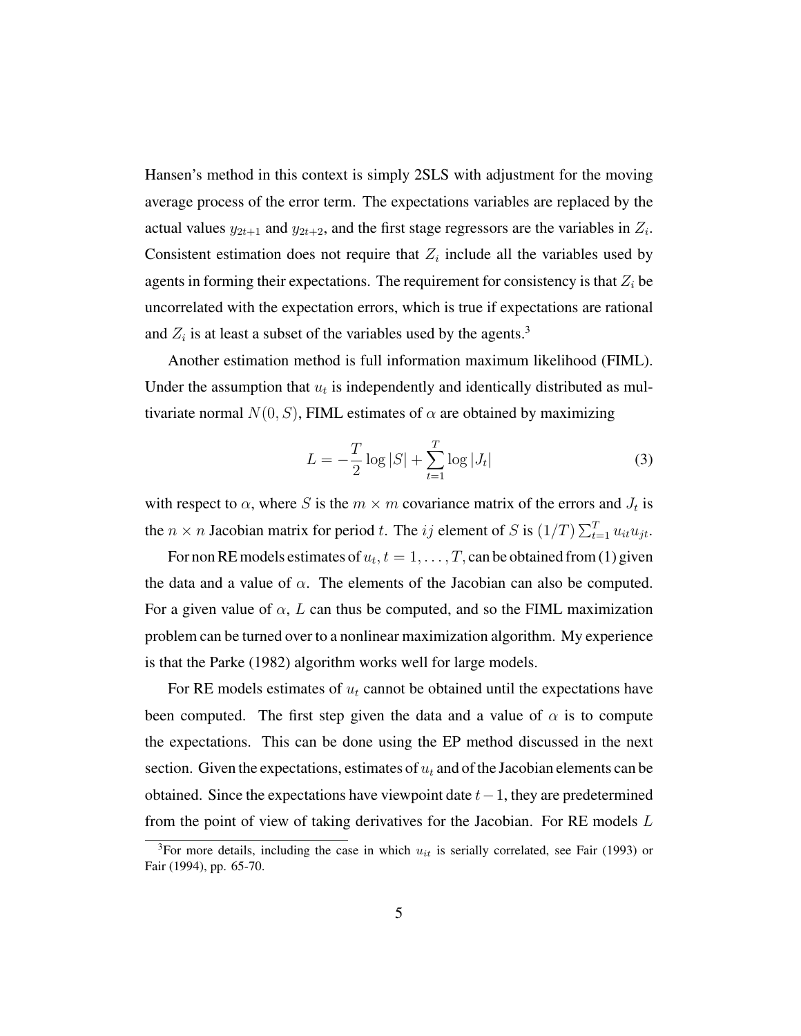Hansen's method in this context is simply 2SLS with adjustment for the moving average process of the error term. The expectations variables are replaced by the actual values $y_{2t+1}$ and $y_{2t+2}$, and the first stage regressors are the variables in $Z_i$. Consistent estimation does not require that $Z_i$ include all the variables used by agents in forming their expectations. The requirement for consistency is that $Z_i$ be uncorrelated with the expectation errors, which is true if expectations are rational and $Z_i$ is at least a subset of the variables used by the agents.[3]

Another estimation method is full information maximum likelihood (FIML). Under the assumption that $u_t$ is independently and identically distributed as multivariate normal $N(0, S)$, FIML estimates of $\alpha$ are obtained by maximizing

$$L = -\frac{T}{2}\log|S| + \sum_{t=1}^{T}\log|J_t| \tag{3}$$

with respect to $\alpha$, where $S$ is the $m \times m$ covariance matrix of the errors and $J_t$ is the $n \times n$ Jacobian matrix for period $t$. The $ij$ element of $S$ is $(1/T)\sum_{t=1}^{T} u_{it}u_{jt}$.

For non RE models estimates of $u_t, t = 1, \ldots, T$, can be obtained from (1) given the data and a value of $\alpha$. The elements of the Jacobian can also be computed. For a given value of $\alpha$, $L$ can thus be computed, and so the FIML maximization problem can be turned over to a nonlinear maximization algorithm. My experience is that the Parke (1982) algorithm works well for large models.

For RE models estimates of $u_t$ cannot be obtained until the expectations have been computed. The first step given the data and a value of $\alpha$ is to compute the expectations. This can be done using the EP method discussed in the next section. Given the expectations, estimates of $u_t$ and of the Jacobian elements can be obtained. Since the expectations have viewpoint date $t-1$, they are predetermined from the point of view of taking derivatives for the Jacobian. For RE models $L$

[3]For more details, including the case in which $u_{it}$ is serially correlated, see Fair (1993) or Fair (1994), pp. 65-70.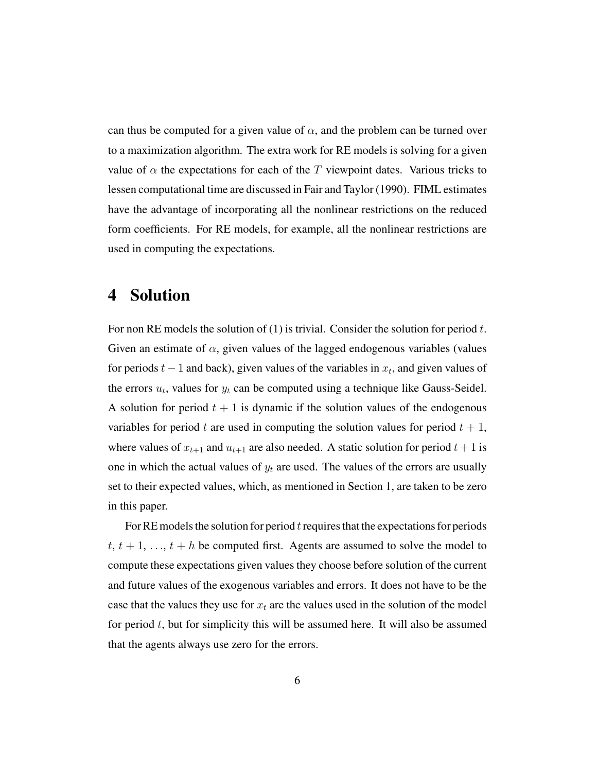can thus be computed for a given value of $\alpha$, and the problem can be turned over to a maximization algorithm. The extra work for RE models is solving for a given value of $\alpha$ the expectations for each of the $T$ viewpoint dates. Various tricks to lessen computational time are discussed in Fair and Taylor (1990). FIML estimates have the advantage of incorporating all the nonlinear restrictions on the reduced form coefficients. For RE models, for example, all the nonlinear restrictions are used in computing the expectations.

# 4 Solution

For non RE models the solution of (1) is trivial. Consider the solution for period $t$. Given an estimate of $\alpha$, given values of the lagged endogenous variables (values for periods $t-1$ and back), given values of the variables in $x_t$, and given values of the errors $u_t$, values for $y_t$ can be computed using a technique like Gauss-Seidel. A solution for period $t+1$ is dynamic if the solution values of the endogenous variables for period $t$ are used in computing the solution values for period $t+1$, where values of $x_{t+1}$ and $u_{t+1}$ are also needed. A static solution for period $t+1$ is one in which the actual values of $y_t$ are used. The values of the errors are usually set to their expected values, which, as mentioned in Section 1, are taken to be zero in this paper.

For RE models the solution for period $t$ requires that the expectations for periods $t$, $t+1$, ..., $t+h$ be computed first. Agents are assumed to solve the model to compute these expectations given values they choose before solution of the current and future values of the exogenous variables and errors. It does not have to be the case that the values they use for $x_t$ are the values used in the solution of the model for period $t$, but for simplicity this will be assumed here. It will also be assumed that the agents always use zero for the errors.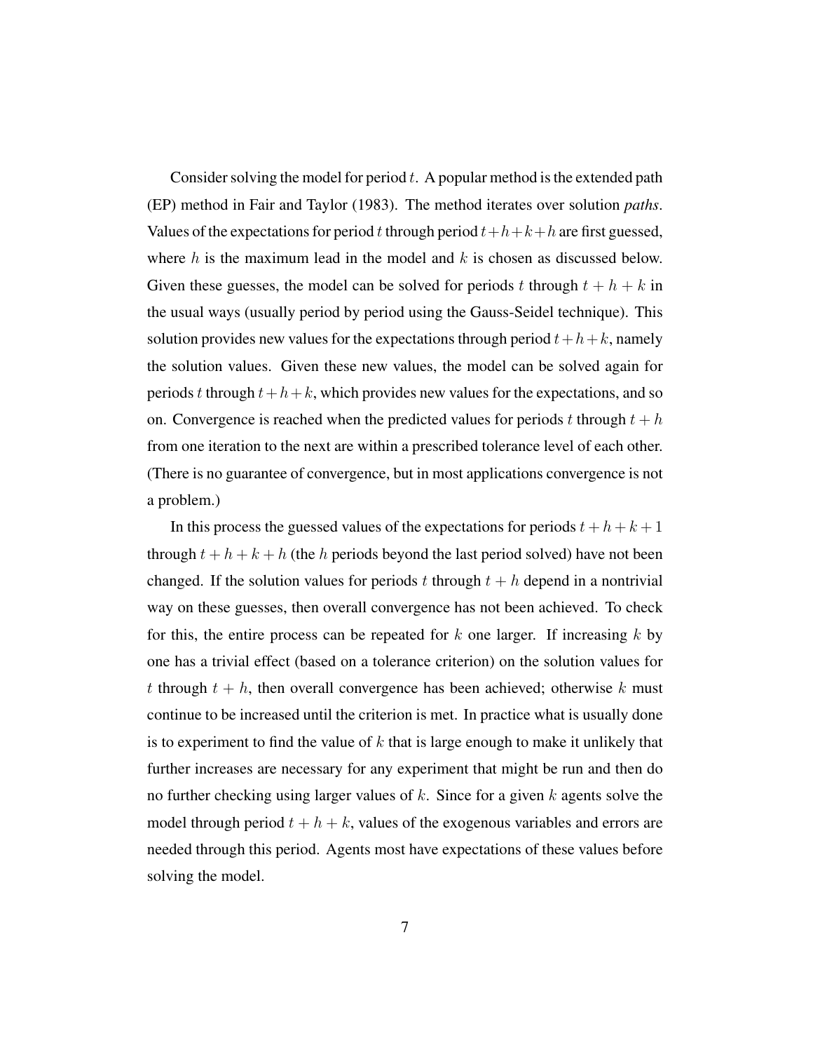Consider solving the model for period $t$. A popular method is the extended path (EP) method in Fair and Taylor (1983). The method iterates over solution *paths*. Values of the expectations for period $t$ through period $t+h+k+h$ are first guessed, where $h$ is the maximum lead in the model and $k$ is chosen as discussed below. Given these guesses, the model can be solved for periods $t$ through $t+h+k$ in the usual ways (usually period by period using the Gauss-Seidel technique). This solution provides new values for the expectations through period $t+h+k$, namely the solution values. Given these new values, the model can be solved again for periods $t$ through $t+h+k$, which provides new values for the expectations, and so on. Convergence is reached when the predicted values for periods $t$ through $t+h$ from one iteration to the next are within a prescribed tolerance level of each other. (There is no guarantee of convergence, but in most applications convergence is not a problem.)

In this process the guessed values of the expectations for periods $t+h+k+1$ through $t+h+k+h$ (the $h$ periods beyond the last period solved) have not been changed. If the solution values for periods $t$ through $t+h$ depend in a nontrivial way on these guesses, then overall convergence has not been achieved. To check for this, the entire process can be repeated for $k$ one larger. If increasing $k$ by one has a trivial effect (based on a tolerance criterion) on the solution values for $t$ through $t+h$, then overall convergence has been achieved; otherwise $k$ must continue to be increased until the criterion is met. In practice what is usually done is to experiment to find the value of $k$ that is large enough to make it unlikely that further increases are necessary for any experiment that might be run and then do no further checking using larger values of $k$. Since for a given $k$ agents solve the model through period $t+h+k$, values of the exogenous variables and errors are needed through this period. Agents most have expectations of these values before solving the model.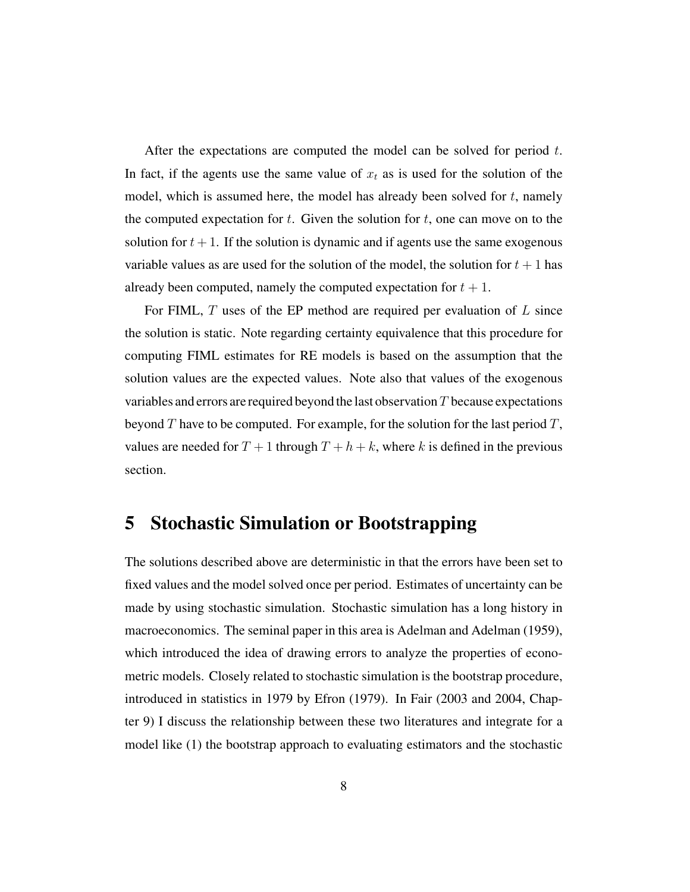After the expectations are computed the model can be solved for period $t$. In fact, if the agents use the same value of $x_t$ as is used for the solution of the model, which is assumed here, the model has already been solved for $t$, namely the computed expectation for $t$. Given the solution for $t$, one can move on to the solution for $t + 1$. If the solution is dynamic and if agents use the same exogenous variable values as are used for the solution of the model, the solution for $t + 1$ has already been computed, namely the computed expectation for $t + 1$.

For FIML, $T$ uses of the EP method are required per evaluation of $L$ since the solution is static. Note regarding certainty equivalence that this procedure for computing FIML estimates for RE models is based on the assumption that the solution values are the expected values. Note also that values of the exogenous variables and errors are required beyond the last observation $T$ because expectations beyond $T$ have to be computed. For example, for the solution for the last period $T$, values are needed for $T + 1$ through $T + h + k$, where $k$ is defined in the previous section.

# 5 Stochastic Simulation or Bootstrapping

The solutions described above are deterministic in that the errors have been set to fixed values and the model solved once per period. Estimates of uncertainty can be made by using stochastic simulation. Stochastic simulation has a long history in macroeconomics. The seminal paper in this area is Adelman and Adelman (1959), which introduced the idea of drawing errors to analyze the properties of econometric models. Closely related to stochastic simulation is the bootstrap procedure, introduced in statistics in 1979 by Efron (1979). In Fair (2003 and 2004, Chapter 9) I discuss the relationship between these two literatures and integrate for a model like (1) the bootstrap approach to evaluating estimators and the stochastic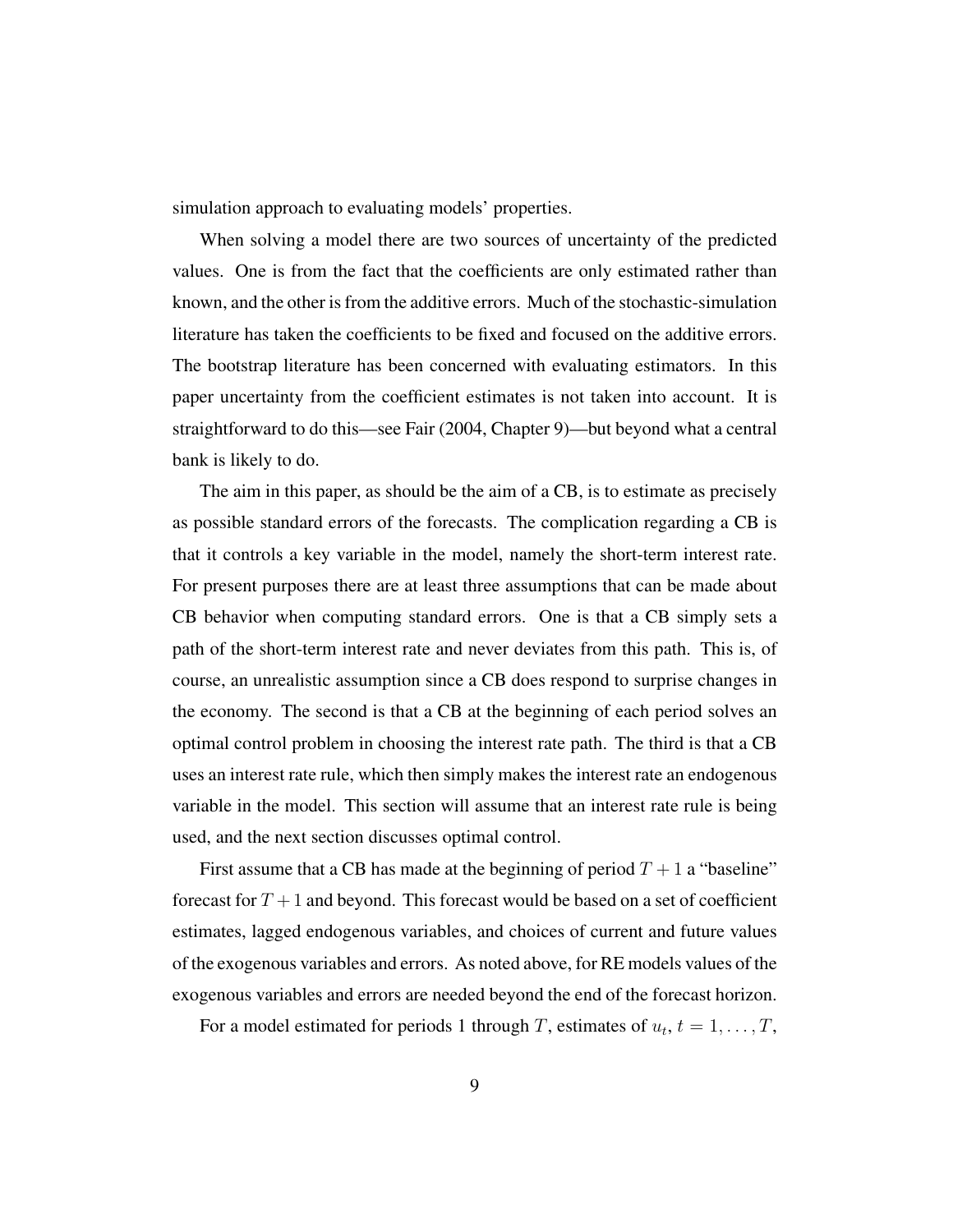simulation approach to evaluating models' properties.

When solving a model there are two sources of uncertainty of the predicted values. One is from the fact that the coefficients are only estimated rather than known, and the other is from the additive errors. Much of the stochastic-simulation literature has taken the coefficients to be fixed and focused on the additive errors. The bootstrap literature has been concerned with evaluating estimators. In this paper uncertainty from the coefficient estimates is not taken into account. It is straightforward to do this—see Fair (2004, Chapter 9)—but beyond what a central bank is likely to do.

The aim in this paper, as should be the aim of a CB, is to estimate as precisely as possible standard errors of the forecasts. The complication regarding a CB is that it controls a key variable in the model, namely the short-term interest rate. For present purposes there are at least three assumptions that can be made about CB behavior when computing standard errors. One is that a CB simply sets a path of the short-term interest rate and never deviates from this path. This is, of course, an unrealistic assumption since a CB does respond to surprise changes in the economy. The second is that a CB at the beginning of each period solves an optimal control problem in choosing the interest rate path. The third is that a CB uses an interest rate rule, which then simply makes the interest rate an endogenous variable in the model. This section will assume that an interest rate rule is being used, and the next section discusses optimal control.

First assume that a CB has made at the beginning of period $T+1$ a "baseline" forecast for $T+1$ and beyond. This forecast would be based on a set of coefficient estimates, lagged endogenous variables, and choices of current and future values of the exogenous variables and errors. As noted above, for RE models values of the exogenous variables and errors are needed beyond the end of the forecast horizon.

For a model estimated for periods 1 through $T$, estimates of $u_t$, $t = 1, \ldots, T$,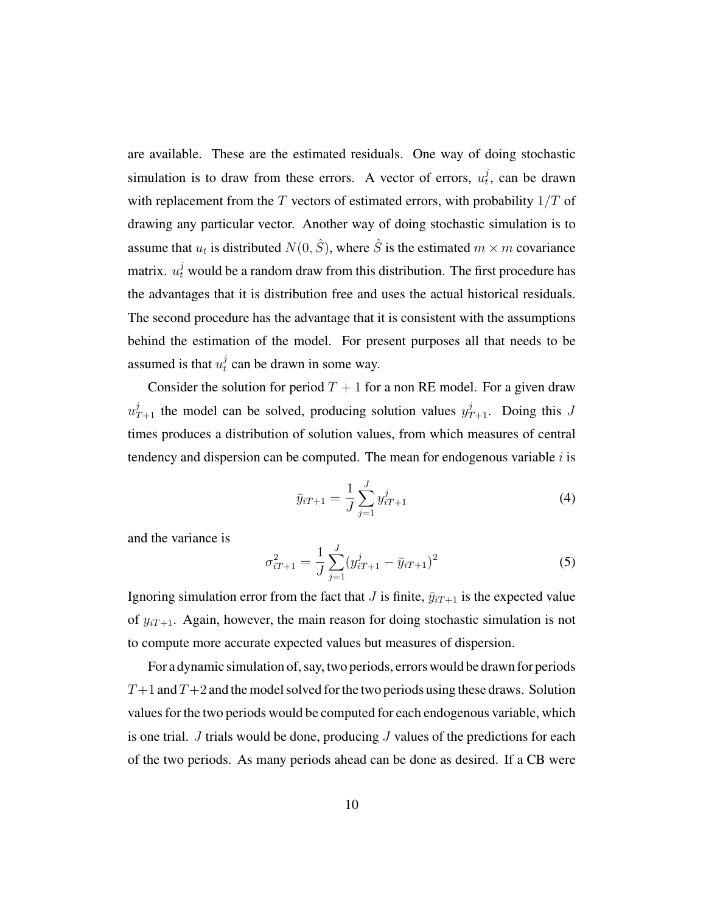are available. These are the estimated residuals. One way of doing stochastic simulation is to draw from these errors. A vector of errors, $u_t^j$, can be drawn with replacement from the $T$ vectors of estimated errors, with probability $1/T$ of drawing any particular vector. Another way of doing stochastic simulation is to assume that $u_t$ is distributed $N(0, \hat{S})$, where $\hat{S}$ is the estimated $m \times m$ covariance matrix. $u_t^j$ would be a random draw from this distribution. The first procedure has the advantages that it is distribution free and uses the actual historical residuals. The second procedure has the advantage that it is consistent with the assumptions behind the estimation of the model. For present purposes all that needs to be assumed is that $u_t^j$ can be drawn in some way.

Consider the solution for period $T+1$ for a non RE model. For a given draw $u_{T+1}^j$ the model can be solved, producing solution values $y_{T+1}^j$. Doing this $J$ times produces a distribution of solution values, from which measures of central tendency and dispersion can be computed. The mean for endogenous variable $i$ is

$$\bar{y}_{iT+1} = \frac{1}{J} \sum_{j=1}^{J} y_{iT+1}^j \tag{4}$$

and the variance is

$$\sigma_{iT+1}^2 = \frac{1}{J} \sum_{j=1}^{J} (y_{iT+1}^j - \bar{y}_{iT+1})^2 \tag{5}$$

Ignoring simulation error from the fact that $J$ is finite, $\bar{y}_{iT+1}$ is the expected value of $y_{iT+1}$. Again, however, the main reason for doing stochastic simulation is not to compute more accurate expected values but measures of dispersion.

For a dynamic simulation of, say, two periods, errors would be drawn for periods $T+1$ and $T+2$ and the model solved for the two periods using these draws. Solution values for the two periods would be computed for each endogenous variable, which is one trial. $J$ trials would be done, producing $J$ values of the predictions for each of the two periods. As many periods ahead can be done as desired. If a CB were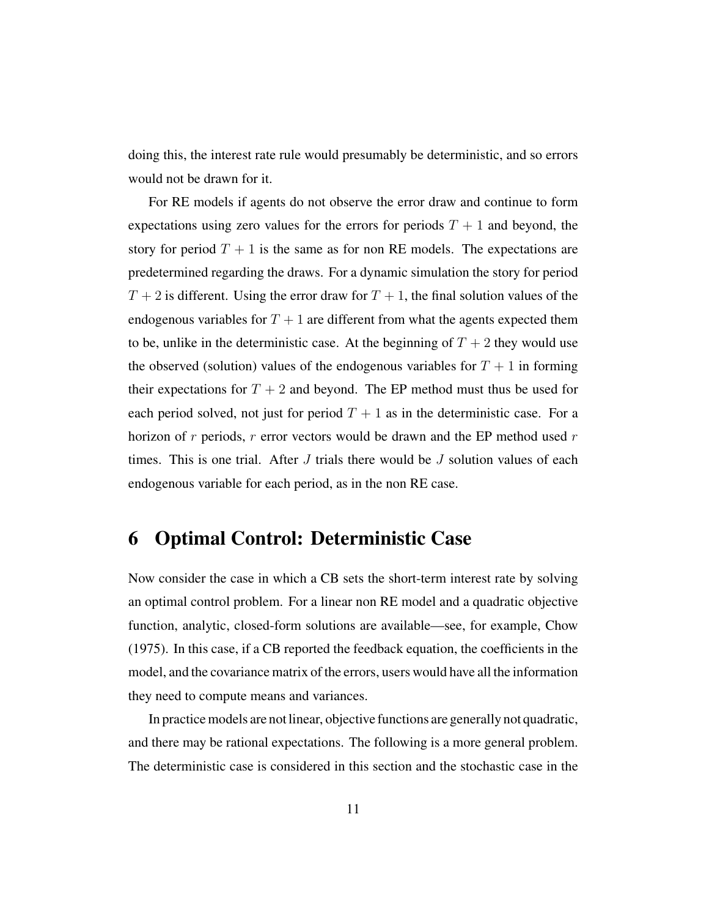doing this, the interest rate rule would presumably be deterministic, and so errors would not be drawn for it.

For RE models if agents do not observe the error draw and continue to form expectations using zero values for the errors for periods $T+1$ and beyond, the story for period $T+1$ is the same as for non RE models. The expectations are predetermined regarding the draws. For a dynamic simulation the story for period $T+2$ is different. Using the error draw for $T+1$, the final solution values of the endogenous variables for $T+1$ are different from what the agents expected them to be, unlike in the deterministic case. At the beginning of $T+2$ they would use the observed (solution) values of the endogenous variables for $T+1$ in forming their expectations for $T+2$ and beyond. The EP method must thus be used for each period solved, not just for period $T+1$ as in the deterministic case. For a horizon of $r$ periods, $r$ error vectors would be drawn and the EP method used $r$ times. This is one trial. After $J$ trials there would be $J$ solution values of each endogenous variable for each period, as in the non RE case.

# 6 Optimal Control: Deterministic Case

Now consider the case in which a CB sets the short-term interest rate by solving an optimal control problem. For a linear non RE model and a quadratic objective function, analytic, closed-form solutions are available—see, for example, Chow (1975). In this case, if a CB reported the feedback equation, the coefficients in the model, and the covariance matrix of the errors, users would have all the information they need to compute means and variances.

In practice models are not linear, objective functions are generally not quadratic, and there may be rational expectations. The following is a more general problem. The deterministic case is considered in this section and the stochastic case in the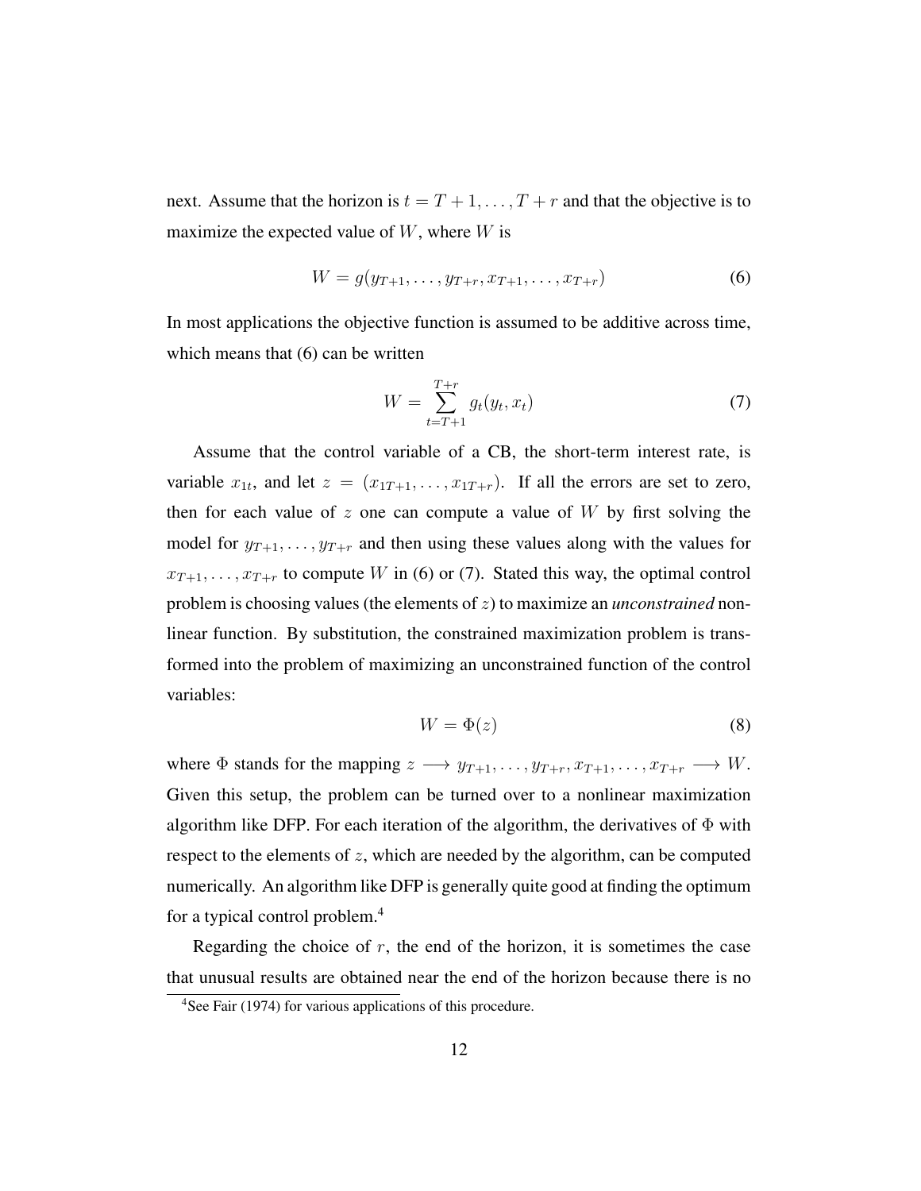next. Assume that the horizon is $t = T+1, \ldots, T+r$ and that the objective is to maximize the expected value of $W$, where $W$ is

$$W = g(y_{T+1}, \ldots, y_{T+r}, x_{T+1}, \ldots, x_{T+r}) \tag{6}$$

In most applications the objective function is assumed to be additive across time, which means that (6) can be written

$$W = \sum_{t=T+1}^{T+r} g_t(y_t, x_t) \tag{7}$$

Assume that the control variable of a CB, the short-term interest rate, is variable $x_{1t}$, and let $z = (x_{1T+1}, \ldots, x_{1T+r})$. If all the errors are set to zero, then for each value of $z$ one can compute a value of $W$ by first solving the model for $y_{T+1}, \ldots, y_{T+r}$ and then using these values along with the values for $x_{T+1}, \ldots, x_{T+r}$ to compute $W$ in (6) or (7). Stated this way, the optimal control problem is choosing values (the elements of $z$) to maximize an *unconstrained* nonlinear function. By substitution, the constrained maximization problem is transformed into the problem of maximizing an unconstrained function of the control variables:

$$W = \Phi(z) \tag{8}$$

where $\Phi$ stands for the mapping $z \longrightarrow y_{T+1}, \ldots, y_{T+r}, x_{T+1}, \ldots, x_{T+r} \longrightarrow W$. Given this setup, the problem can be turned over to a nonlinear maximization algorithm like DFP. For each iteration of the algorithm, the derivatives of $\Phi$ with respect to the elements of $z$, which are needed by the algorithm, can be computed numerically. An algorithm like DFP is generally quite good at finding the optimum for a typical control problem.[4]

Regarding the choice of $r$, the end of the horizon, it is sometimes the case that unusual results are obtained near the end of the horizon because there is no

[4] See Fair (1974) for various applications of this procedure.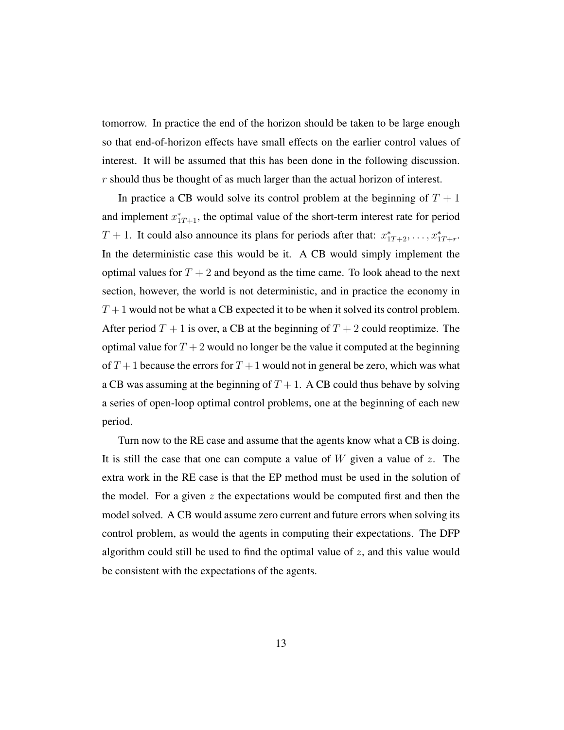tomorrow. In practice the end of the horizon should be taken to be large enough so that end-of-horizon effects have small effects on the earlier control values of interest. It will be assumed that this has been done in the following discussion. $r$ should thus be thought of as much larger than the actual horizon of interest.

In practice a CB would solve its control problem at the beginning of $T + 1$ and implement $x^*_{1T+1}$, the optimal value of the short-term interest rate for period $T + 1$. It could also announce its plans for periods after that: $x^*_{1T+2}, \ldots, x^*_{1T+r}$. In the deterministic case this would be it. A CB would simply implement the optimal values for $T + 2$ and beyond as the time came. To look ahead to the next section, however, the world is not deterministic, and in practice the economy in $T + 1$ would not be what a CB expected it to be when it solved its control problem. After period $T + 1$ is over, a CB at the beginning of $T + 2$ could reoptimize. The optimal value for $T + 2$ would no longer be the value it computed at the beginning of $T + 1$ because the errors for $T + 1$ would not in general be zero, which was what a CB was assuming at the beginning of $T + 1$. A CB could thus behave by solving a series of open-loop optimal control problems, one at the beginning of each new period.

Turn now to the RE case and assume that the agents know what a CB is doing. It is still the case that one can compute a value of $W$ given a value of $z$. The extra work in the RE case is that the EP method must be used in the solution of the model. For a given $z$ the expectations would be computed first and then the model solved. A CB would assume zero current and future errors when solving its control problem, as would the agents in computing their expectations. The DFP algorithm could still be used to find the optimal value of $z$, and this value would be consistent with the expectations of the agents.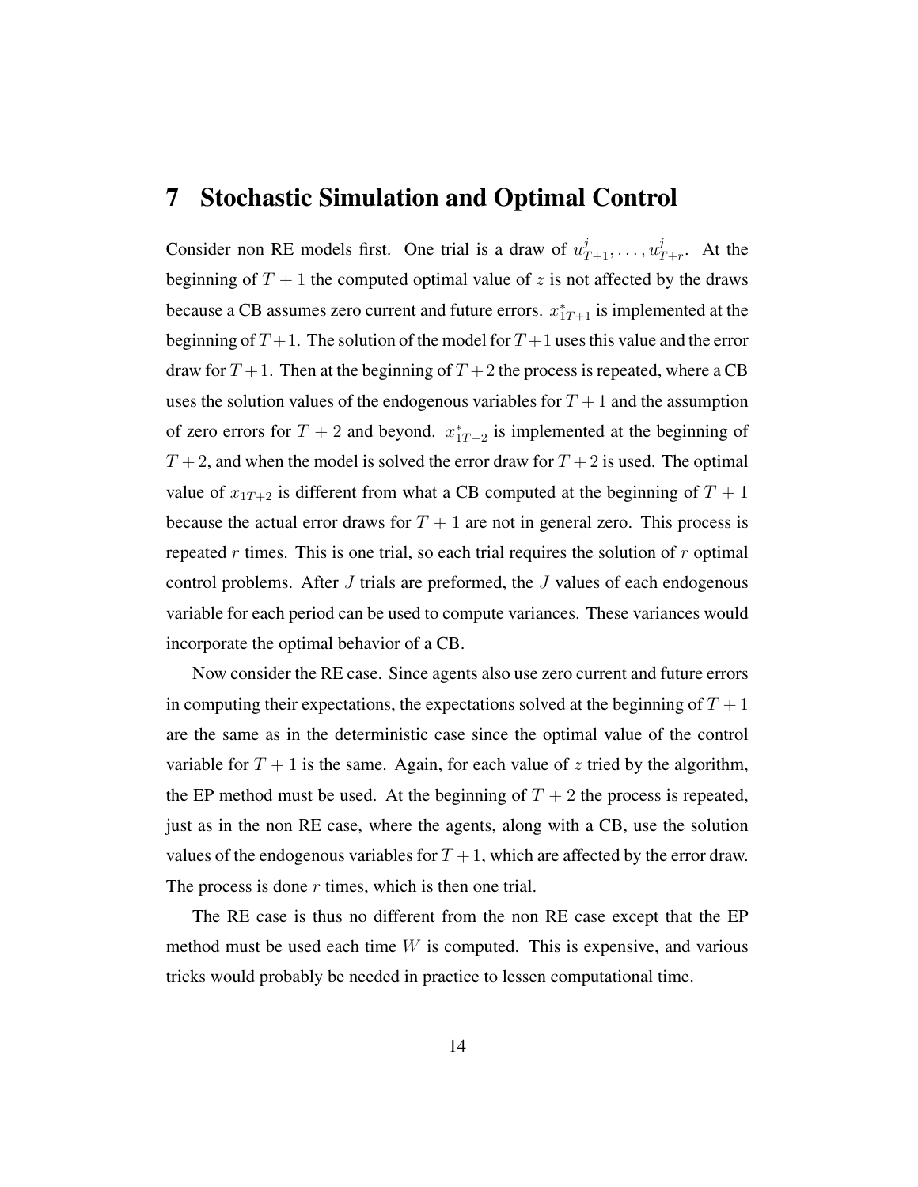# 7 Stochastic Simulation and Optimal Control

Consider non RE models first. One trial is a draw of $u^j_{T+1}, \ldots, u^j_{T+r}$. At the beginning of $T+1$ the computed optimal value of $z$ is not affected by the draws because a CB assumes zero current and future errors. $x^*_{1T+1}$ is implemented at the beginning of $T+1$. The solution of the model for $T+1$ uses this value and the error draw for $T+1$. Then at the beginning of $T+2$ the process is repeated, where a CB uses the solution values of the endogenous variables for $T+1$ and the assumption of zero errors for $T+2$ and beyond. $x^*_{1T+2}$ is implemented at the beginning of $T+2$, and when the model is solved the error draw for $T+2$ is used. The optimal value of $x_{1T+2}$ is different from what a CB computed at the beginning of $T+1$ because the actual error draws for $T+1$ are not in general zero. This process is repeated $r$ times. This is one trial, so each trial requires the solution of $r$ optimal control problems. After $J$ trials are preformed, the $J$ values of each endogenous variable for each period can be used to compute variances. These variances would incorporate the optimal behavior of a CB.

Now consider the RE case. Since agents also use zero current and future errors in computing their expectations, the expectations solved at the beginning of $T+1$ are the same as in the deterministic case since the optimal value of the control variable for $T+1$ is the same. Again, for each value of $z$ tried by the algorithm, the EP method must be used. At the beginning of $T+2$ the process is repeated, just as in the non RE case, where the agents, along with a CB, use the solution values of the endogenous variables for $T+1$, which are affected by the error draw. The process is done $r$ times, which is then one trial.

The RE case is thus no different from the non RE case except that the EP method must be used each time $W$ is computed. This is expensive, and various tricks would probably be needed in practice to lessen computational time.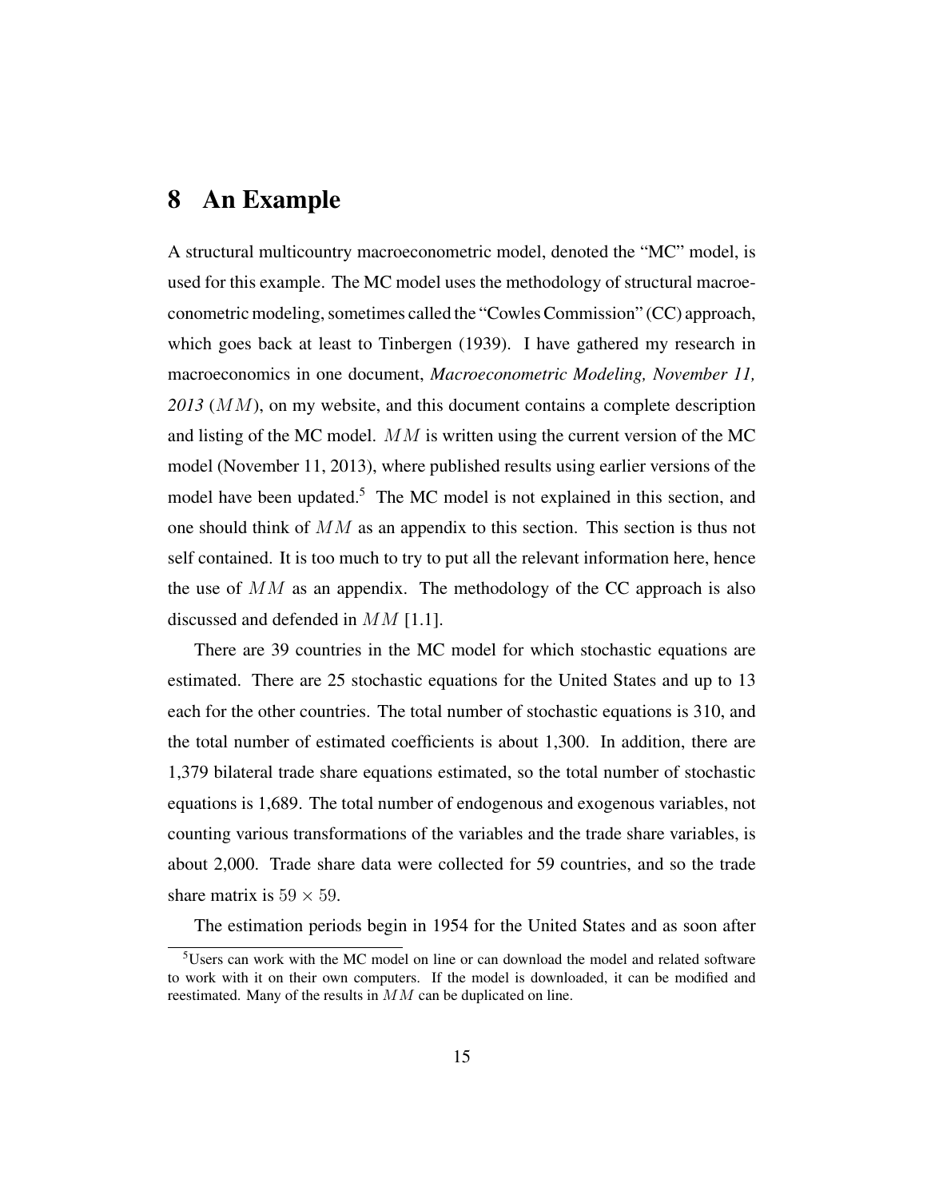# 8 An Example

A structural multicountry macroeconometric model, denoted the "MC" model, is used for this example. The MC model uses the methodology of structural macroeconometric modeling, sometimes called the "Cowles Commission" (CC) approach, which goes back at least to Tinbergen (1939). I have gathered my research in macroeconomics in one document, *Macroeconometric Modeling, November 11, 2013* ($MM$), on my website, and this document contains a complete description and listing of the MC model. $MM$ is written using the current version of the MC model (November 11, 2013), where published results using earlier versions of the model have been updated.[5] The MC model is not explained in this section, and one should think of $MM$ as an appendix to this section. This section is thus not self contained. It is too much to try to put all the relevant information here, hence the use of $MM$ as an appendix. The methodology of the CC approach is also discussed and defended in $MM$ [1.1].

There are 39 countries in the MC model for which stochastic equations are estimated. There are 25 stochastic equations for the United States and up to 13 each for the other countries. The total number of stochastic equations is 310, and the total number of estimated coefficients is about 1,300. In addition, there are 1,379 bilateral trade share equations estimated, so the total number of stochastic equations is 1,689. The total number of endogenous and exogenous variables, not counting various transformations of the variables and the trade share variables, is about 2,000. Trade share data were collected for 59 countries, and so the trade share matrix is $59 \times 59$.

The estimation periods begin in 1954 for the United States and as soon after

[5] Users can work with the MC model on line or can download the model and related software to work with it on their own computers. If the model is downloaded, it can be modified and reestimated. Many of the results in $MM$ can be duplicated on line.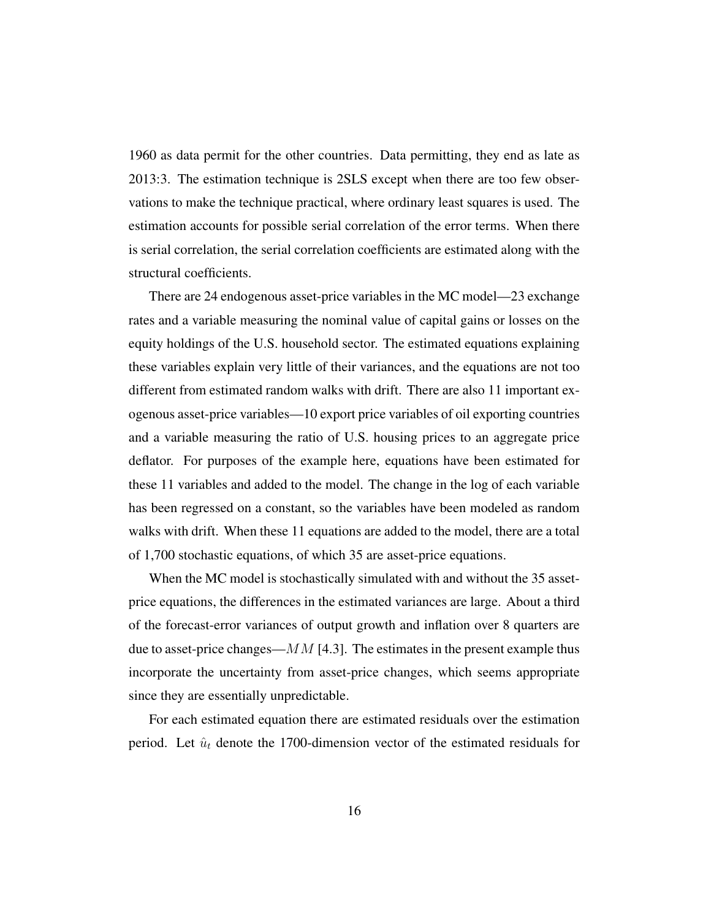1960 as data permit for the other countries. Data permitting, they end as late as 2013:3. The estimation technique is 2SLS except when there are too few observations to make the technique practical, where ordinary least squares is used. The estimation accounts for possible serial correlation of the error terms. When there is serial correlation, the serial correlation coefficients are estimated along with the structural coefficients.

There are 24 endogenous asset-price variables in the MC model—23 exchange rates and a variable measuring the nominal value of capital gains or losses on the equity holdings of the U.S. household sector. The estimated equations explaining these variables explain very little of their variances, and the equations are not too different from estimated random walks with drift. There are also 11 important exogenous asset-price variables—10 export price variables of oil exporting countries and a variable measuring the ratio of U.S. housing prices to an aggregate price deflator. For purposes of the example here, equations have been estimated for these 11 variables and added to the model. The change in the log of each variable has been regressed on a constant, so the variables have been modeled as random walks with drift. When these 11 equations are added to the model, there are a total of 1,700 stochastic equations, of which 35 are asset-price equations.

When the MC model is stochastically simulated with and without the 35 asset-price equations, the differences in the estimated variances are large. About a third of the forecast-error variances of output growth and inflation over 8 quarters are due to asset-price changes—$MM$ [4.3]. The estimates in the present example thus incorporate the uncertainty from asset-price changes, which seems appropriate since they are essentially unpredictable.

For each estimated equation there are estimated residuals over the estimation period. Let $\hat{u}_t$ denote the 1700-dimension vector of the estimated residuals for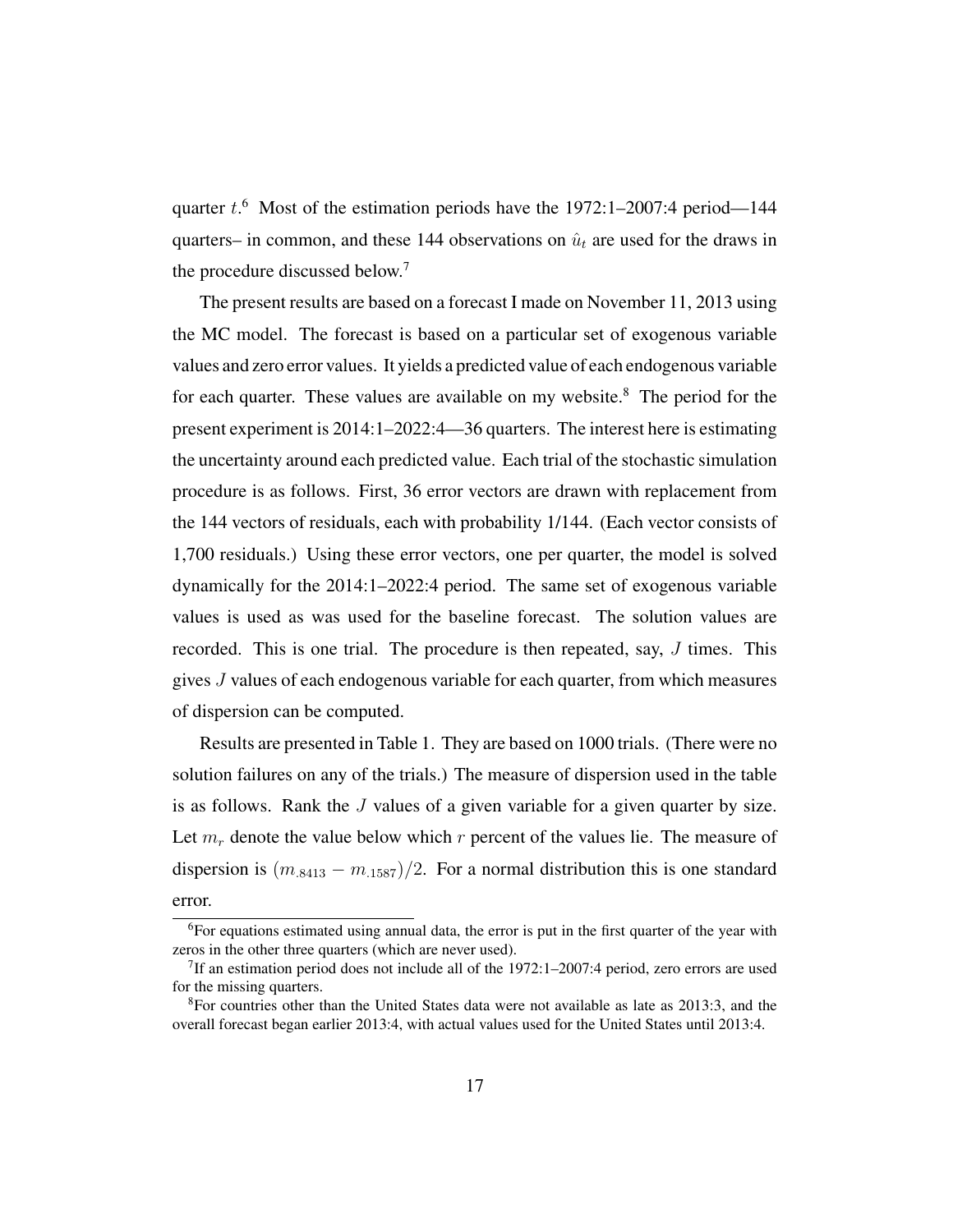quarter $t$.[6] Most of the estimation periods have the 1972:1–2007:4 period—144 quarters– in common, and these 144 observations on $\hat{u}_t$ are used for the draws in the procedure discussed below.[7]

The present results are based on a forecast I made on November 11, 2013 using the MC model. The forecast is based on a particular set of exogenous variable values and zero error values. It yields a predicted value of each endogenous variable for each quarter. These values are available on my website.[8] The period for the present experiment is 2014:1–2022:4—36 quarters. The interest here is estimating the uncertainty around each predicted value. Each trial of the stochastic simulation procedure is as follows. First, 36 error vectors are drawn with replacement from the 144 vectors of residuals, each with probability 1/144. (Each vector consists of 1,700 residuals.) Using these error vectors, one per quarter, the model is solved dynamically for the 2014:1–2022:4 period. The same set of exogenous variable values is used as was used for the baseline forecast. The solution values are recorded. This is one trial. The procedure is then repeated, say, $J$ times. This gives $J$ values of each endogenous variable for each quarter, from which measures of dispersion can be computed.

Results are presented in Table 1. They are based on 1000 trials. (There were no solution failures on any of the trials.) The measure of dispersion used in the table is as follows. Rank the $J$ values of a given variable for a given quarter by size. Let $m_r$ denote the value below which $r$ percent of the values lie. The measure of dispersion is $(m_{.8413} - m_{.1587})/2$. For a normal distribution this is one standard error.

[6]For equations estimated using annual data, the error is put in the first quarter of the year with zeros in the other three quarters (which are never used).

[7]If an estimation period does not include all of the 1972:1–2007:4 period, zero errors are used for the missing quarters.

[8]For countries other than the United States data were not available as late as 2013:3, and the overall forecast began earlier 2013:4, with actual values used for the United States until 2013:4.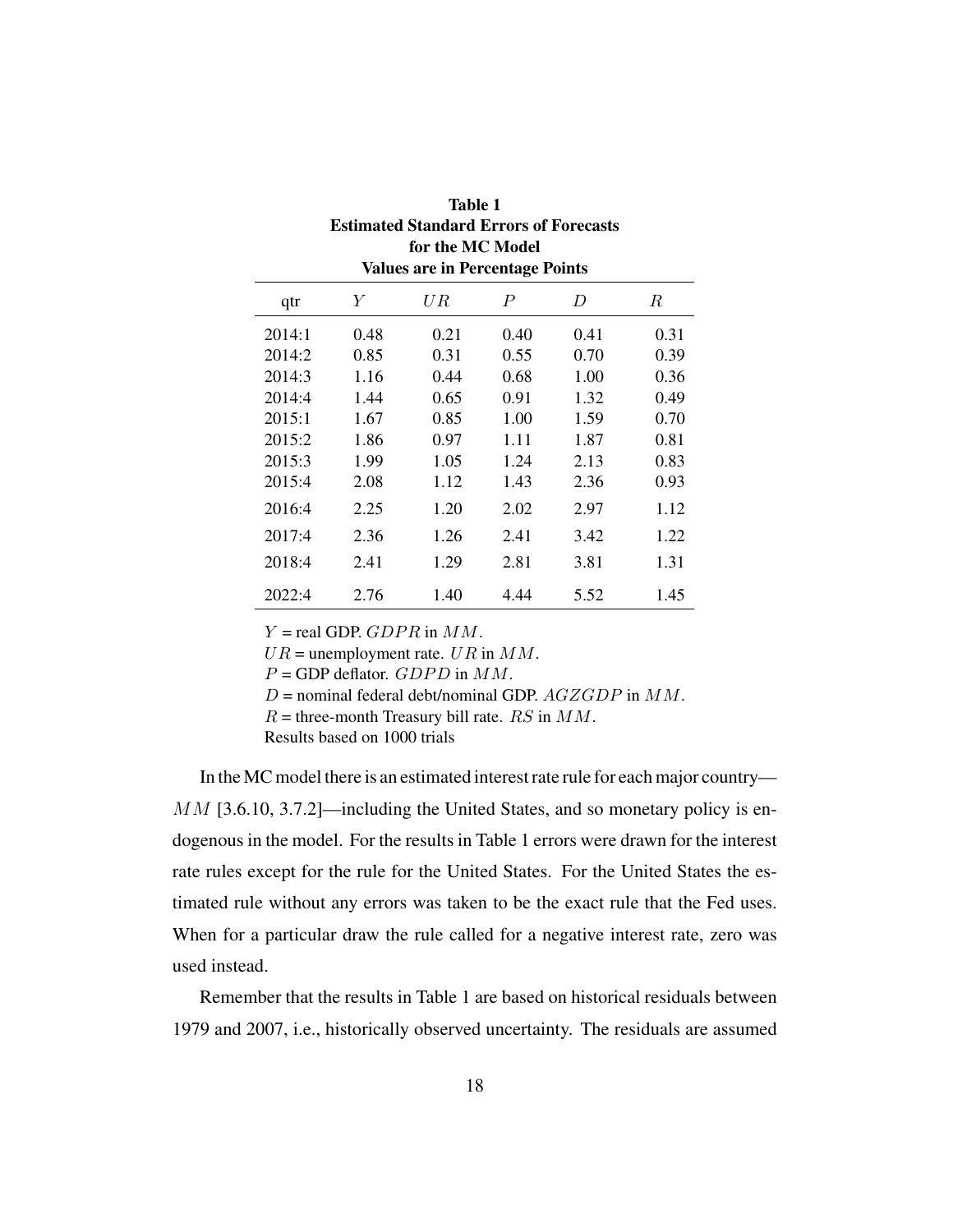**Table 1**
**Estimated Standard Errors of Forecasts**
**for the MC Model**
**Values are in Percentage Points**

| qtr | $Y$ | $UR$ | $P$ | $D$ | $R$ |
|---|---|---|---|---|---|
| 2014:1 | 0.48 | 0.21 | 0.40 | 0.41 | 0.31 |
| 2014:2 | 0.85 | 0.31 | 0.55 | 0.70 | 0.39 |
| 2014:3 | 1.16 | 0.44 | 0.68 | 1.00 | 0.36 |
| 2014:4 | 1.44 | 0.65 | 0.91 | 1.32 | 0.49 |
| 2015:1 | 1.67 | 0.85 | 1.00 | 1.59 | 0.70 |
| 2015:2 | 1.86 | 0.97 | 1.11 | 1.87 | 0.81 |
| 2015:3 | 1.99 | 1.05 | 1.24 | 2.13 | 0.83 |
| 2015:4 | 2.08 | 1.12 | 1.43 | 2.36 | 0.93 |
| 2016:4 | 2.25 | 1.20 | 2.02 | 2.97 | 1.12 |
| 2017:4 | 2.36 | 1.26 | 2.41 | 3.42 | 1.22 |
| 2018:4 | 2.41 | 1.29 | 2.81 | 3.81 | 1.31 |
| 2022:4 | 2.76 | 1.40 | 4.44 | 5.52 | 1.45 |

$Y$ = real GDP. $GDPR$ in $MM$.
$UR$ = unemployment rate. $UR$ in $MM$.
$P$ = GDP deflator. $GDPD$ in $MM$.
$D$ = nominal federal debt/nominal GDP. $AGZGDP$ in $MM$.
$R$ = three-month Treasury bill rate. $RS$ in $MM$.
Results based on 1000 trials

In the MC model there is an estimated interest rate rule for each major country—$MM$ [3.6.10, 3.7.2]—including the United States, and so monetary policy is endogenous in the model. For the results in Table 1 errors were drawn for the interest rate rules except for the rule for the United States. For the United States the estimated rule without any errors was taken to be the exact rule that the Fed uses. When for a particular draw the rule called for a negative interest rate, zero was used instead.

Remember that the results in Table 1 are based on historical residuals between 1979 and 2007, i.e., historically observed uncertainty. The residuals are assumed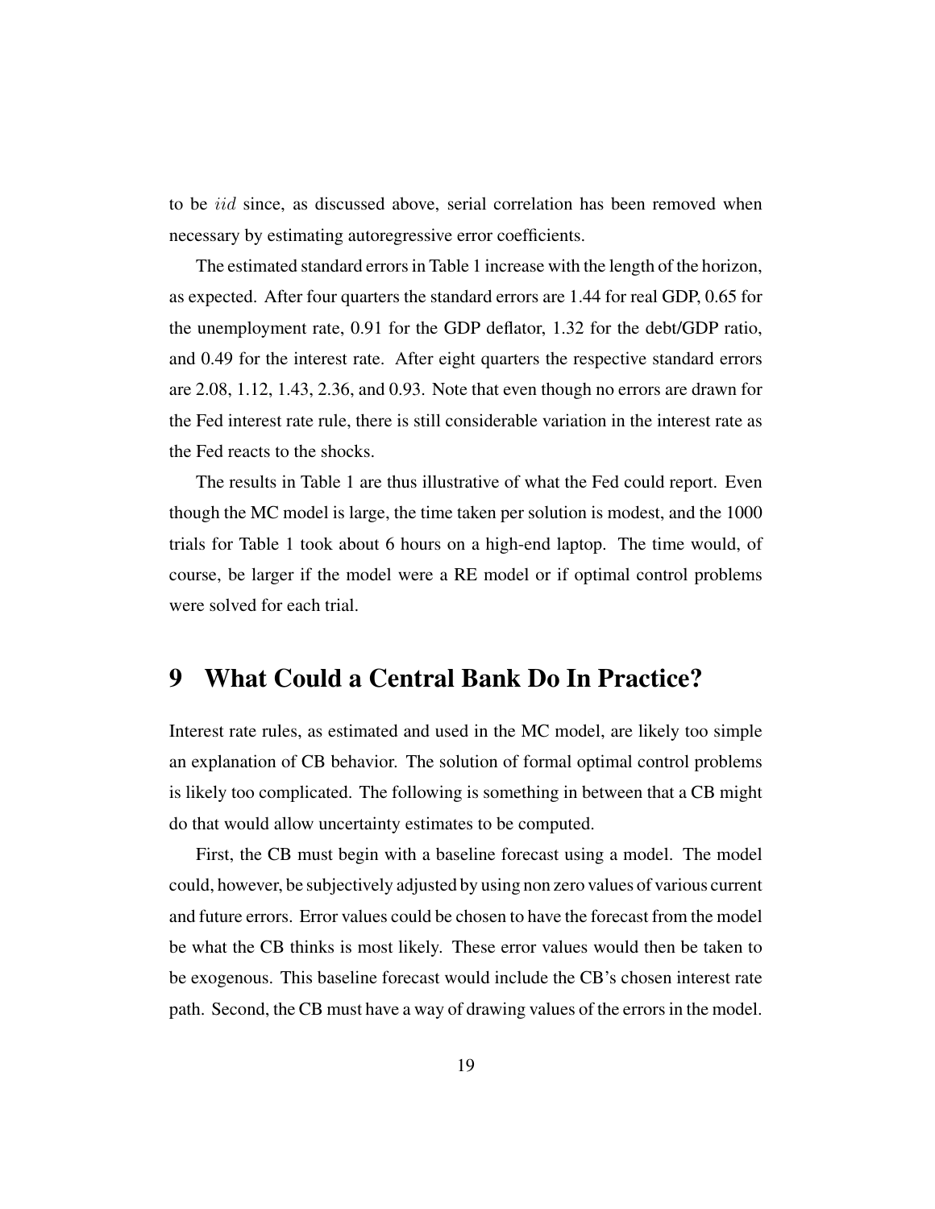to be *iid* since, as discussed above, serial correlation has been removed when necessary by estimating autoregressive error coefficients.

The estimated standard errors in Table 1 increase with the length of the horizon, as expected. After four quarters the standard errors are 1.44 for real GDP, 0.65 for the unemployment rate, 0.91 for the GDP deflator, 1.32 for the debt/GDP ratio, and 0.49 for the interest rate. After eight quarters the respective standard errors are 2.08, 1.12, 1.43, 2.36, and 0.93. Note that even though no errors are drawn for the Fed interest rate rule, there is still considerable variation in the interest rate as the Fed reacts to the shocks.

The results in Table 1 are thus illustrative of what the Fed could report. Even though the MC model is large, the time taken per solution is modest, and the 1000 trials for Table 1 took about 6 hours on a high-end laptop. The time would, of course, be larger if the model were a RE model or if optimal control problems were solved for each trial.

# 9 What Could a Central Bank Do In Practice?

Interest rate rules, as estimated and used in the MC model, are likely too simple an explanation of CB behavior. The solution of formal optimal control problems is likely too complicated. The following is something in between that a CB might do that would allow uncertainty estimates to be computed.

First, the CB must begin with a baseline forecast using a model. The model could, however, be subjectively adjusted by using non zero values of various current and future errors. Error values could be chosen to have the forecast from the model be what the CB thinks is most likely. These error values would then be taken to be exogenous. This baseline forecast would include the CB's chosen interest rate path. Second, the CB must have a way of drawing values of the errors in the model.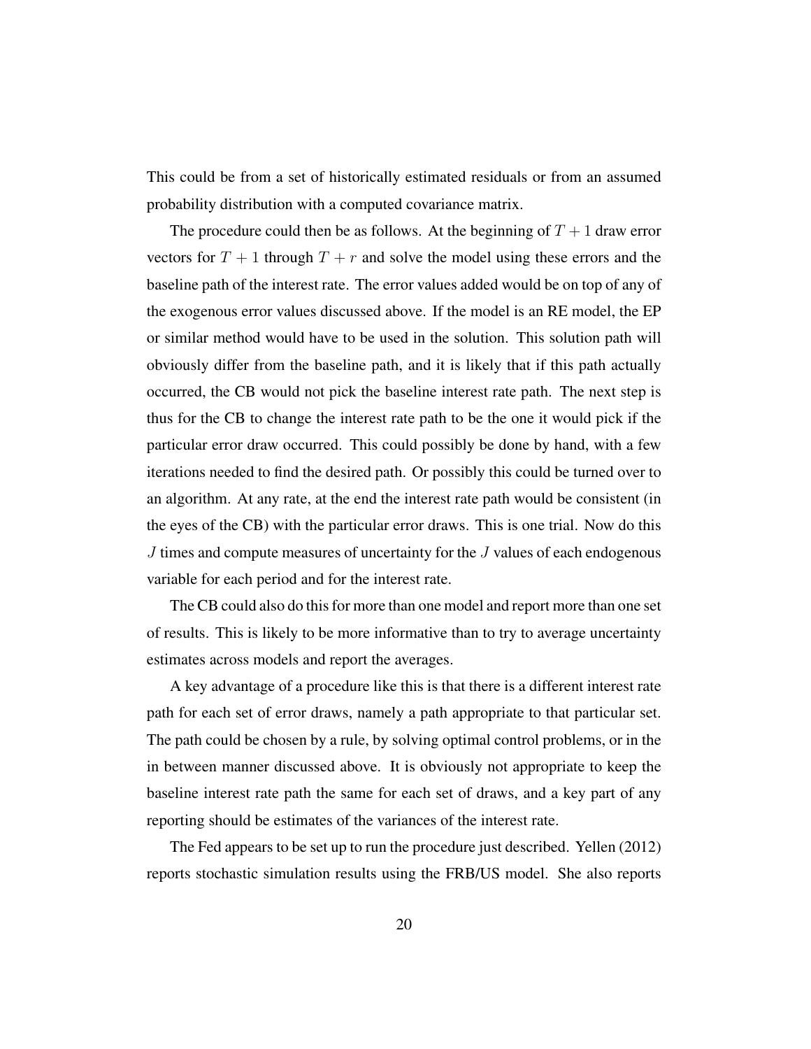This could be from a set of historically estimated residuals or from an assumed probability distribution with a computed covariance matrix.

The procedure could then be as follows. At the beginning of $T + 1$ draw error vectors for $T + 1$ through $T + r$ and solve the model using these errors and the baseline path of the interest rate. The error values added would be on top of any of the exogenous error values discussed above. If the model is an RE model, the EP or similar method would have to be used in the solution. This solution path will obviously differ from the baseline path, and it is likely that if this path actually occurred, the CB would not pick the baseline interest rate path. The next step is thus for the CB to change the interest rate path to be the one it would pick if the particular error draw occurred. This could possibly be done by hand, with a few iterations needed to find the desired path. Or possibly this could be turned over to an algorithm. At any rate, at the end the interest rate path would be consistent (in the eyes of the CB) with the particular error draws. This is one trial. Now do this $J$ times and compute measures of uncertainty for the $J$ values of each endogenous variable for each period and for the interest rate.

The CB could also do this for more than one model and report more than one set of results. This is likely to be more informative than to try to average uncertainty estimates across models and report the averages.

A key advantage of a procedure like this is that there is a different interest rate path for each set of error draws, namely a path appropriate to that particular set. The path could be chosen by a rule, by solving optimal control problems, or in the in between manner discussed above. It is obviously not appropriate to keep the baseline interest rate path the same for each set of draws, and a key part of any reporting should be estimates of the variances of the interest rate.

The Fed appears to be set up to run the procedure just described. Yellen (2012) reports stochastic simulation results using the FRB/US model. She also reports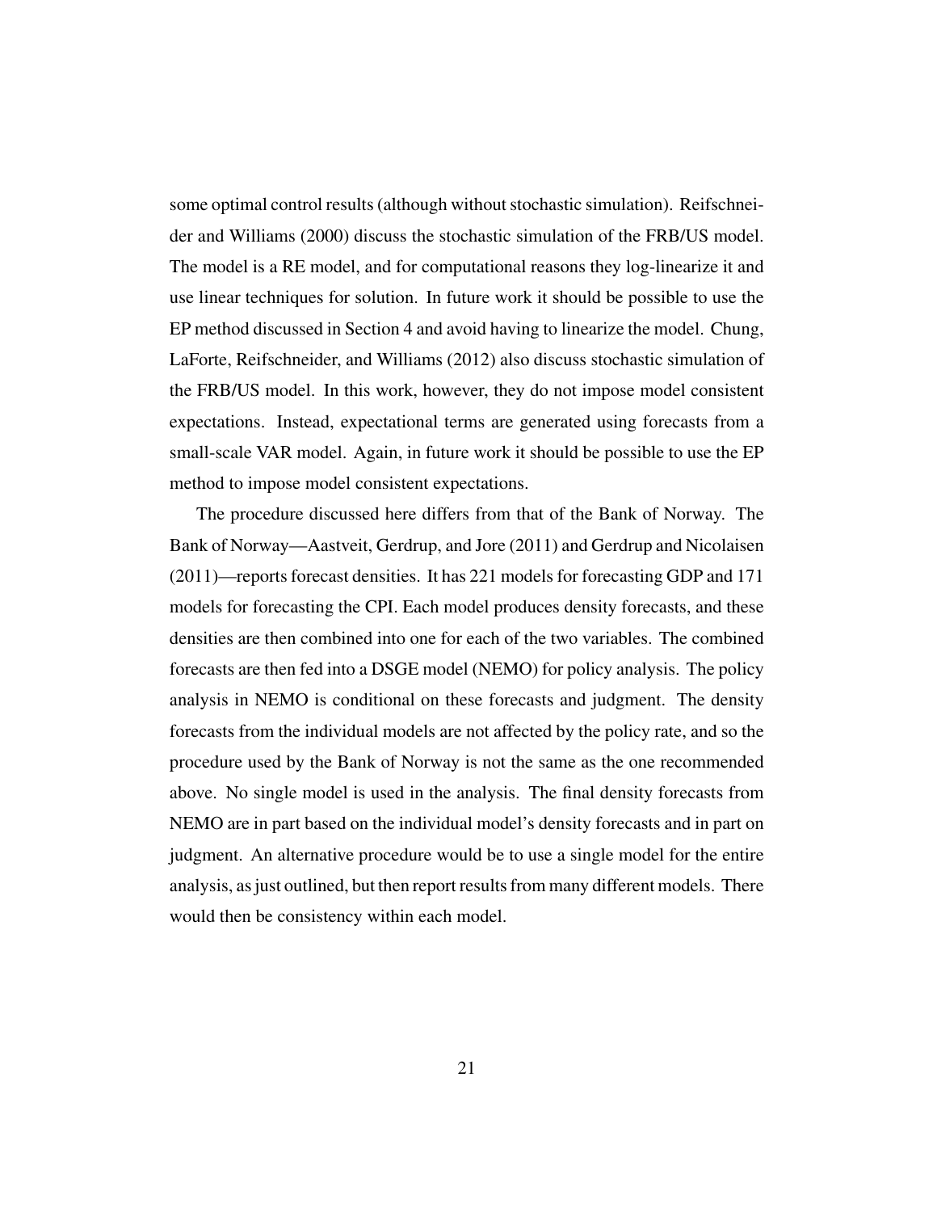some optimal control results (although without stochastic simulation). Reifschneider and Williams (2000) discuss the stochastic simulation of the FRB/US model. The model is a RE model, and for computational reasons they log-linearize it and use linear techniques for solution. In future work it should be possible to use the EP method discussed in Section 4 and avoid having to linearize the model. Chung, LaForte, Reifschneider, and Williams (2012) also discuss stochastic simulation of the FRB/US model. In this work, however, they do not impose model consistent expectations. Instead, expectational terms are generated using forecasts from a small-scale VAR model. Again, in future work it should be possible to use the EP method to impose model consistent expectations.

The procedure discussed here differs from that of the Bank of Norway. The Bank of Norway—Aastveit, Gerdrup, and Jore (2011) and Gerdrup and Nicolaisen (2011)—reports forecast densities. It has 221 models for forecasting GDP and 171 models for forecasting the CPI. Each model produces density forecasts, and these densities are then combined into one for each of the two variables. The combined forecasts are then fed into a DSGE model (NEMO) for policy analysis. The policy analysis in NEMO is conditional on these forecasts and judgment. The density forecasts from the individual models are not affected by the policy rate, and so the procedure used by the Bank of Norway is not the same as the one recommended above. No single model is used in the analysis. The final density forecasts from NEMO are in part based on the individual model's density forecasts and in part on judgment. An alternative procedure would be to use a single model for the entire analysis, as just outlined, but then report results from many different models. There would then be consistency within each model.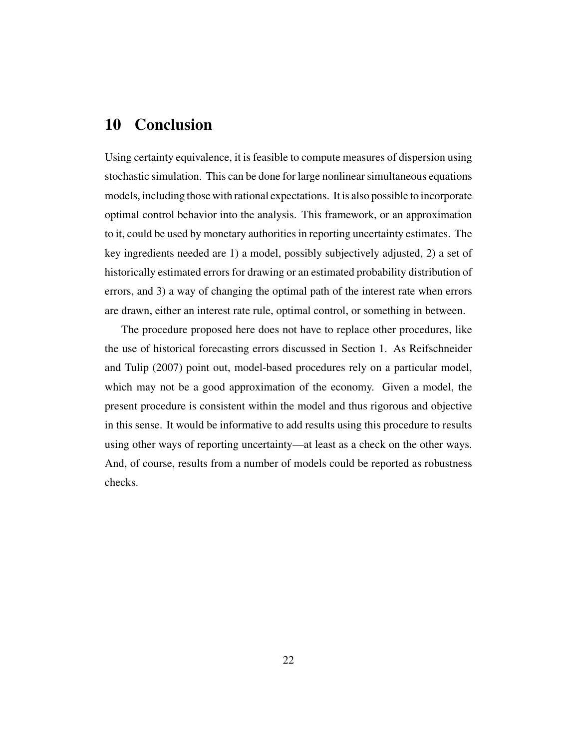# 10 Conclusion

Using certainty equivalence, it is feasible to compute measures of dispersion using stochastic simulation. This can be done for large nonlinear simultaneous equations models, including those with rational expectations. It is also possible to incorporate optimal control behavior into the analysis. This framework, or an approximation to it, could be used by monetary authorities in reporting uncertainty estimates. The key ingredients needed are 1) a model, possibly subjectively adjusted, 2) a set of historically estimated errors for drawing or an estimated probability distribution of errors, and 3) a way of changing the optimal path of the interest rate when errors are drawn, either an interest rate rule, optimal control, or something in between.

The procedure proposed here does not have to replace other procedures, like the use of historical forecasting errors discussed in Section 1. As Reifschneider and Tulip (2007) point out, model-based procedures rely on a particular model, which may not be a good approximation of the economy. Given a model, the present procedure is consistent within the model and thus rigorous and objective in this sense. It would be informative to add results using this procedure to results using other ways of reporting uncertainty—at least as a check on the other ways. And, of course, results from a number of models could be reported as robustness checks.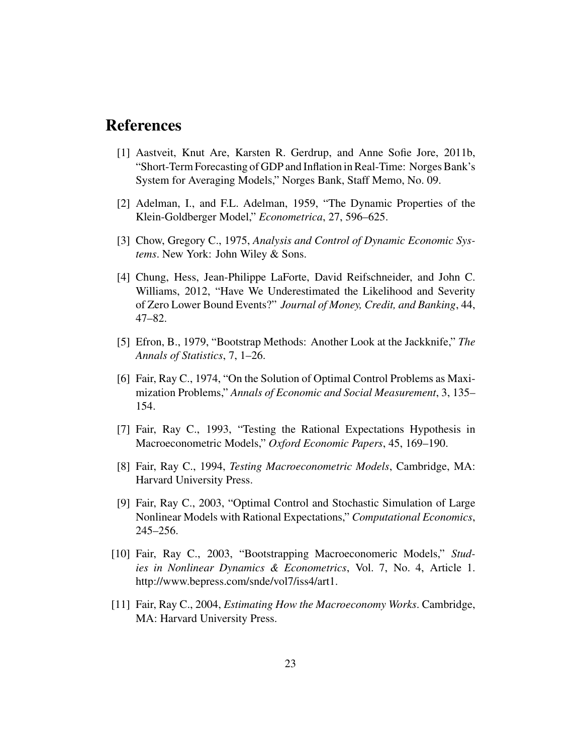# References

[1] Aastveit, Knut Are, Karsten R. Gerdrup, and Anne Sofie Jore, 2011b, "Short-Term Forecasting of GDP and Inflation in Real-Time: Norges Bank's System for Averaging Models," Norges Bank, Staff Memo, No. 09.

[2] Adelman, I., and F.L. Adelman, 1959, "The Dynamic Properties of the Klein-Goldberger Model," *Econometrica*, 27, 596–625.

[3] Chow, Gregory C., 1975, *Analysis and Control of Dynamic Economic Systems*. New York: John Wiley & Sons.

[4] Chung, Hess, Jean-Philippe LaForte, David Reifschneider, and John C. Williams, 2012, "Have We Underestimated the Likelihood and Severity of Zero Lower Bound Events?" *Journal of Money, Credit, and Banking*, 44, 47–82.

[5] Efron, B., 1979, "Bootstrap Methods: Another Look at the Jackknife," *The Annals of Statistics*, 7, 1–26.

[6] Fair, Ray C., 1974, "On the Solution of Optimal Control Problems as Maximization Problems," *Annals of Economic and Social Measurement*, 3, 135–154.

[7] Fair, Ray C., 1993, "Testing the Rational Expectations Hypothesis in Macroeconometric Models," *Oxford Economic Papers*, 45, 169–190.

[8] Fair, Ray C., 1994, *Testing Macroeconometric Models*, Cambridge, MA: Harvard University Press.

[9] Fair, Ray C., 2003, "Optimal Control and Stochastic Simulation of Large Nonlinear Models with Rational Expectations," *Computational Economics*, 245–256.

[10] Fair, Ray C., 2003, "Bootstrapping Macroeconomeric Models," *Studies in Nonlinear Dynamics & Econometrics*, Vol. 7, No. 4, Article 1. http://www.bepress.com/snde/vol7/iss4/art1.

[11] Fair, Ray C., 2004, *Estimating How the Macroeconomy Works*. Cambridge, MA: Harvard University Press.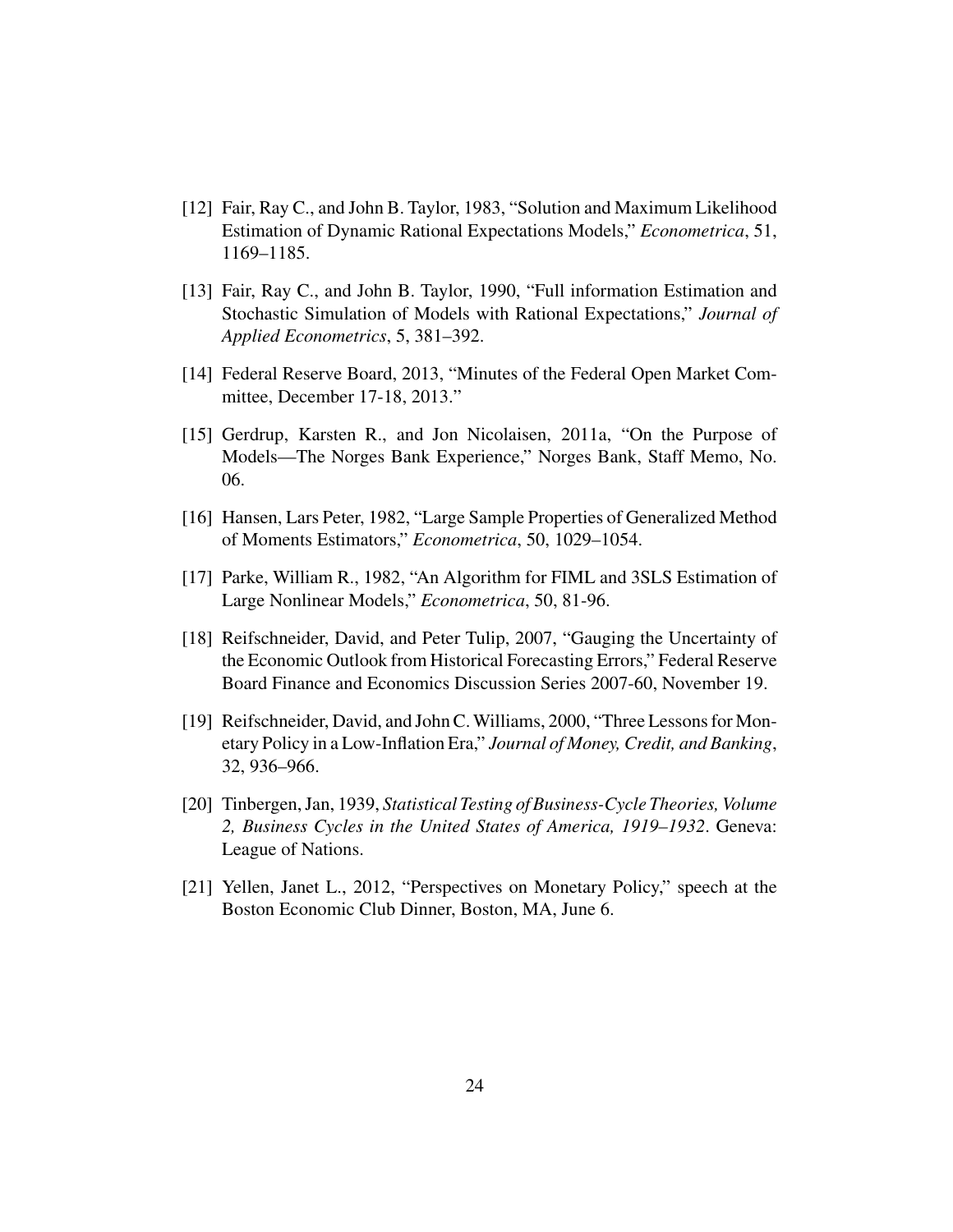[12] Fair, Ray C., and John B. Taylor, 1983, "Solution and Maximum Likelihood Estimation of Dynamic Rational Expectations Models," *Econometrica*, 51, 1169–1185.

[13] Fair, Ray C., and John B. Taylor, 1990, "Full information Estimation and Stochastic Simulation of Models with Rational Expectations," *Journal of Applied Econometrics*, 5, 381–392.

[14] Federal Reserve Board, 2013, "Minutes of the Federal Open Market Committee, December 17-18, 2013."

[15] Gerdrup, Karsten R., and Jon Nicolaisen, 2011a, "On the Purpose of Models—The Norges Bank Experience," Norges Bank, Staff Memo, No. 06.

[16] Hansen, Lars Peter, 1982, "Large Sample Properties of Generalized Method of Moments Estimators," *Econometrica*, 50, 1029–1054.

[17] Parke, William R., 1982, "An Algorithm for FIML and 3SLS Estimation of Large Nonlinear Models," *Econometrica*, 50, 81-96.

[18] Reifschneider, David, and Peter Tulip, 2007, "Gauging the Uncertainty of the Economic Outlook from Historical Forecasting Errors," Federal Reserve Board Finance and Economics Discussion Series 2007-60, November 19.

[19] Reifschneider, David, and John C. Williams, 2000, "Three Lessons for Monetary Policy in a Low-Inflation Era," *Journal of Money, Credit, and Banking*, 32, 936–966.

[20] Tinbergen, Jan, 1939, *Statistical Testing of Business-Cycle Theories, Volume 2, Business Cycles in the United States of America, 1919–1932*. Geneva: League of Nations.

[21] Yellen, Janet L., 2012, "Perspectives on Monetary Policy," speech at the Boston Economic Club Dinner, Boston, MA, June 6.